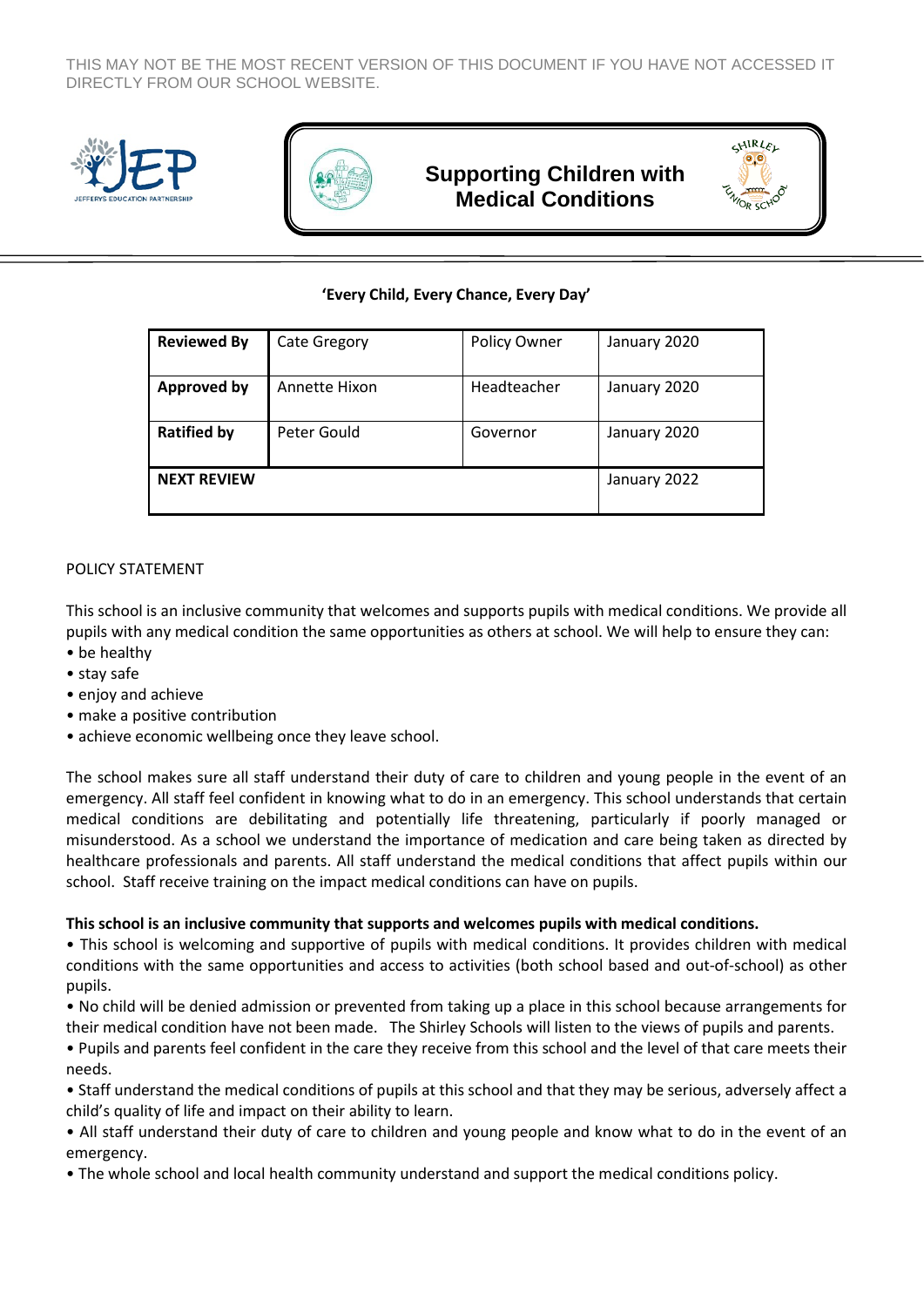THIS MAY NOT BE THE MOST RECENT VERSION OF THIS DOCUMENT IF YOU HAVE NOT ACCESSED IT DIRECTLY FROM OUR SCHOOL WEBSITE.

# Supporting Children with Medical Conditions

**'Every Child, Every Chance, Every Day'**

| **Reviewed By** | Cate Gregory | Policy Owner | January 2020 |
|---|---|---|---|
| **Approved by** | Annette Hixon | Headteacher | January 2020 |
| **Ratified by** | Peter Gould | Governor | January 2020 |
| **NEXT REVIEW** | | | January 2022 |

POLICY STATEMENT

This school is an inclusive community that welcomes and supports pupils with medical conditions. We provide all pupils with any medical condition the same opportunities as others at school. We will help to ensure they can:

- be healthy
- stay safe
- enjoy and achieve
- make a positive contribution
- achieve economic wellbeing once they leave school.

The school makes sure all staff understand their duty of care to children and young people in the event of an emergency. All staff feel confident in knowing what to do in an emergency. This school understands that certain medical conditions are debilitating and potentially life threatening, particularly if poorly managed or misunderstood. As a school we understand the importance of medication and care being taken as directed by healthcare professionals and parents. All staff understand the medical conditions that affect pupils within our school. Staff receive training on the impact medical conditions can have on pupils.

**This school is an inclusive community that supports and welcomes pupils with medical conditions.**

- This school is welcoming and supportive of pupils with medical conditions. It provides children with medical conditions with the same opportunities and access to activities (both school based and out-of-school) as other pupils.
- No child will be denied admission or prevented from taking up a place in this school because arrangements for their medical condition have not been made. The Shirley Schools will listen to the views of pupils and parents.
- Pupils and parents feel confident in the care they receive from this school and the level of that care meets their needs.
- Staff understand the medical conditions of pupils at this school and that they may be serious, adversely affect a child's quality of life and impact on their ability to learn.
- All staff understand their duty of care to children and young people and know what to do in the event of an emergency.
- The whole school and local health community understand and support the medical conditions policy.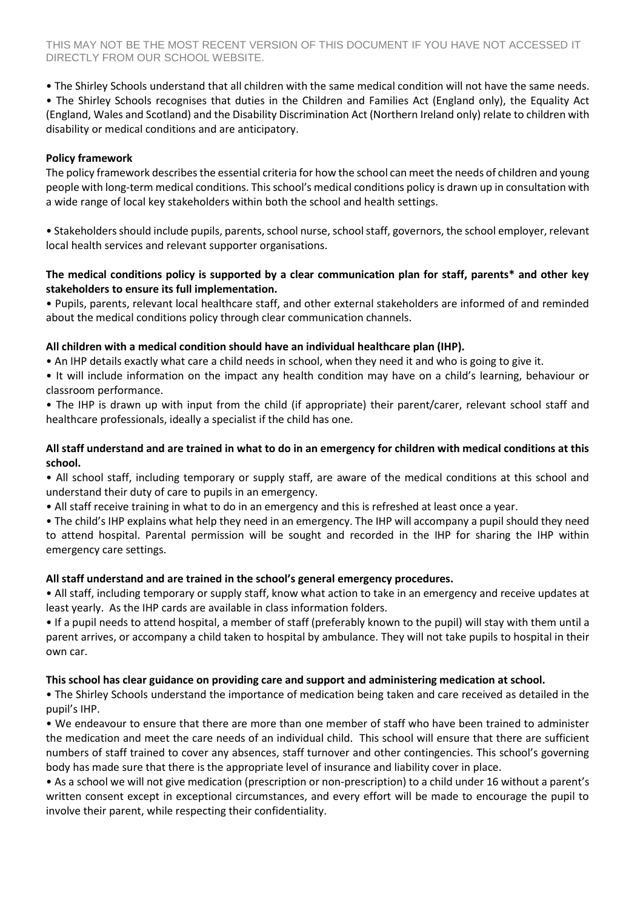• The Shirley Schools understand that all children with the same medical condition will not have the same needs.
• The Shirley Schools recognises that duties in the Children and Families Act (England only), the Equality Act (England, Wales and Scotland) and the Disability Discrimination Act (Northern Ireland only) relate to children with disability or medical conditions and are anticipatory.

**Policy framework**

The policy framework describes the essential criteria for how the school can meet the needs of children and young people with long-term medical conditions. This school's medical conditions policy is drawn up in consultation with a wide range of local key stakeholders within both the school and health settings.

• Stakeholders should include pupils, parents, school nurse, school staff, governors, the school employer, relevant local health services and relevant supporter organisations.

**The medical conditions policy is supported by a clear communication plan for staff, parents* and other key stakeholders to ensure its full implementation.**

• Pupils, parents, relevant local healthcare staff, and other external stakeholders are informed of and reminded about the medical conditions policy through clear communication channels.

**All children with a medical condition should have an individual healthcare plan (IHP).**

• An IHP details exactly what care a child needs in school, when they need it and who is going to give it.
• It will include information on the impact any health condition may have on a child's learning, behaviour or classroom performance.
• The IHP is drawn up with input from the child (if appropriate) their parent/carer, relevant school staff and healthcare professionals, ideally a specialist if the child has one.

**All staff understand and are trained in what to do in an emergency for children with medical conditions at this school.**

• All school staff, including temporary or supply staff, are aware of the medical conditions at this school and understand their duty of care to pupils in an emergency.
• All staff receive training in what to do in an emergency and this is refreshed at least once a year.
• The child's IHP explains what help they need in an emergency. The IHP will accompany a pupil should they need to attend hospital. Parental permission will be sought and recorded in the IHP for sharing the IHP within emergency care settings.

**All staff understand and are trained in the school's general emergency procedures.**

• All staff, including temporary or supply staff, know what action to take in an emergency and receive updates at least yearly. As the IHP cards are available in class information folders.
• If a pupil needs to attend hospital, a member of staff (preferably known to the pupil) will stay with them until a parent arrives, or accompany a child taken to hospital by ambulance. They will not take pupils to hospital in their own car.

**This school has clear guidance on providing care and support and administering medication at school.**

• The Shirley Schools understand the importance of medication being taken and care received as detailed in the pupil's IHP.
• We endeavour to ensure that there are more than one member of staff who have been trained to administer the medication and meet the care needs of an individual child. This school will ensure that there are sufficient numbers of staff trained to cover any absences, staff turnover and other contingencies. This school's governing body has made sure that there is the appropriate level of insurance and liability cover in place.
• As a school we will not give medication (prescription or non-prescription) to a child under 16 without a parent's written consent except in exceptional circumstances, and every effort will be made to encourage the pupil to involve their parent, while respecting their confidentiality.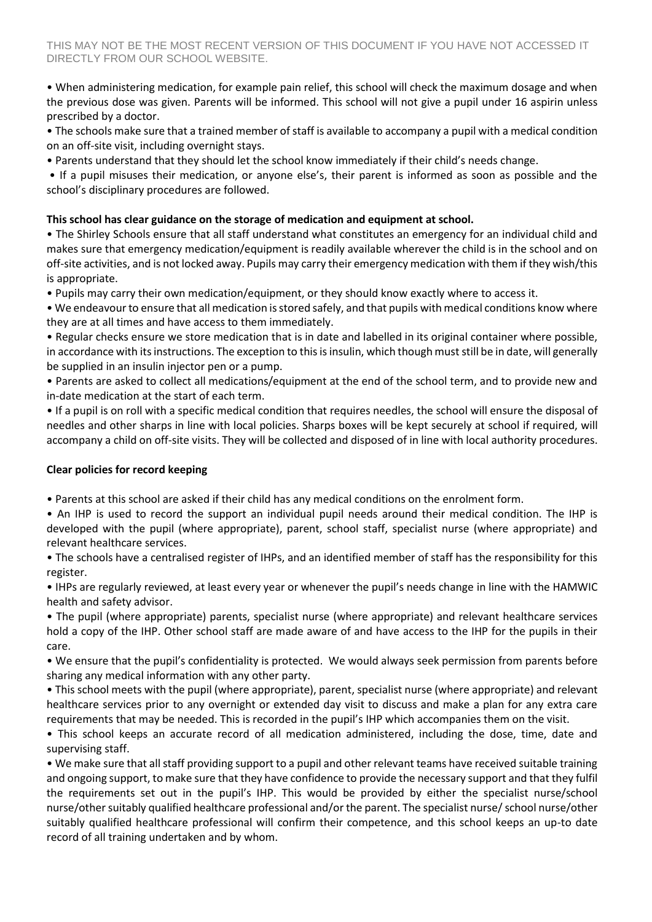• When administering medication, for example pain relief, this school will check the maximum dosage and when the previous dose was given. Parents will be informed. This school will not give a pupil under 16 aspirin unless prescribed by a doctor.

• The schools make sure that a trained member of staff is available to accompany a pupil with a medical condition on an off-site visit, including overnight stays.

• Parents understand that they should let the school know immediately if their child's needs change.

• If a pupil misuses their medication, or anyone else's, their parent is informed as soon as possible and the school's disciplinary procedures are followed.

**This school has clear guidance on the storage of medication and equipment at school.**

• The Shirley Schools ensure that all staff understand what constitutes an emergency for an individual child and makes sure that emergency medication/equipment is readily available wherever the child is in the school and on off-site activities, and is not locked away. Pupils may carry their emergency medication with them if they wish/this is appropriate.

• Pupils may carry their own medication/equipment, or they should know exactly where to access it.

• We endeavour to ensure that all medication is stored safely, and that pupils with medical conditions know where they are at all times and have access to them immediately.

• Regular checks ensure we store medication that is in date and labelled in its original container where possible, in accordance with its instructions. The exception to this is insulin, which though must still be in date, will generally be supplied in an insulin injector pen or a pump.

• Parents are asked to collect all medications/equipment at the end of the school term, and to provide new and in-date medication at the start of each term.

• If a pupil is on roll with a specific medical condition that requires needles, the school will ensure the disposal of needles and other sharps in line with local policies. Sharps boxes will be kept securely at school if required, will accompany a child on off-site visits. They will be collected and disposed of in line with local authority procedures.

**Clear policies for record keeping**

• Parents at this school are asked if their child has any medical conditions on the enrolment form.

• An IHP is used to record the support an individual pupil needs around their medical condition. The IHP is developed with the pupil (where appropriate), parent, school staff, specialist nurse (where appropriate) and relevant healthcare services.

• The schools have a centralised register of IHPs, and an identified member of staff has the responsibility for this register.

• IHPs are regularly reviewed, at least every year or whenever the pupil's needs change in line with the HAMWIC health and safety advisor.

• The pupil (where appropriate) parents, specialist nurse (where appropriate) and relevant healthcare services hold a copy of the IHP. Other school staff are made aware of and have access to the IHP for the pupils in their care.

• We ensure that the pupil's confidentiality is protected. We would always seek permission from parents before sharing any medical information with any other party.

• This school meets with the pupil (where appropriate), parent, specialist nurse (where appropriate) and relevant healthcare services prior to any overnight or extended day visit to discuss and make a plan for any extra care requirements that may be needed. This is recorded in the pupil's IHP which accompanies them on the visit.

• This school keeps an accurate record of all medication administered, including the dose, time, date and supervising staff.

• We make sure that all staff providing support to a pupil and other relevant teams have received suitable training and ongoing support, to make sure that they have confidence to provide the necessary support and that they fulfil the requirements set out in the pupil's IHP. This would be provided by either the specialist nurse/school nurse/other suitably qualified healthcare professional and/or the parent. The specialist nurse/ school nurse/other suitably qualified healthcare professional will confirm their competence, and this school keeps an up-to date record of all training undertaken and by whom.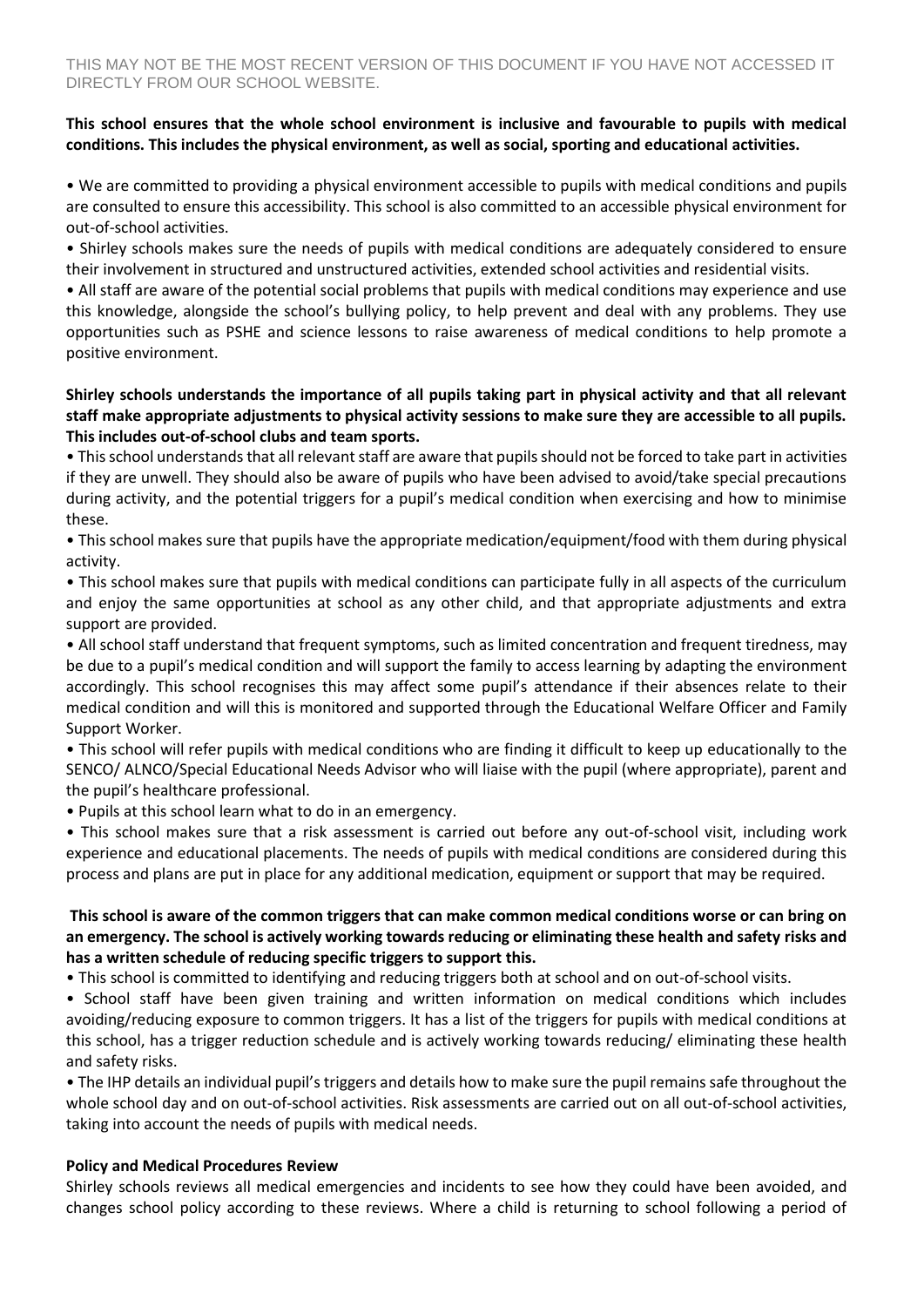**This school ensures that the whole school environment is inclusive and favourable to pupils with medical conditions. This includes the physical environment, as well as social, sporting and educational activities.**

- We are committed to providing a physical environment accessible to pupils with medical conditions and pupils are consulted to ensure this accessibility. This school is also committed to an accessible physical environment for out-of-school activities.
- Shirley schools makes sure the needs of pupils with medical conditions are adequately considered to ensure their involvement in structured and unstructured activities, extended school activities and residential visits.
- All staff are aware of the potential social problems that pupils with medical conditions may experience and use this knowledge, alongside the school's bullying policy, to help prevent and deal with any problems. They use opportunities such as PSHE and science lessons to raise awareness of medical conditions to help promote a positive environment.

**Shirley schools understands the importance of all pupils taking part in physical activity and that all relevant staff make appropriate adjustments to physical activity sessions to make sure they are accessible to all pupils. This includes out-of-school clubs and team sports.**

- This school understands that all relevant staff are aware that pupils should not be forced to take part in activities if they are unwell. They should also be aware of pupils who have been advised to avoid/take special precautions during activity, and the potential triggers for a pupil's medical condition when exercising and how to minimise these.
- This school makes sure that pupils have the appropriate medication/equipment/food with them during physical activity.
- This school makes sure that pupils with medical conditions can participate fully in all aspects of the curriculum and enjoy the same opportunities at school as any other child, and that appropriate adjustments and extra support are provided.
- All school staff understand that frequent symptoms, such as limited concentration and frequent tiredness, may be due to a pupil's medical condition and will support the family to access learning by adapting the environment accordingly. This school recognises this may affect some pupil's attendance if their absences relate to their medical condition and will this is monitored and supported through the Educational Welfare Officer and Family Support Worker.
- This school will refer pupils with medical conditions who are finding it difficult to keep up educationally to the SENCO/ ALNCO/Special Educational Needs Advisor who will liaise with the pupil (where appropriate), parent and the pupil's healthcare professional.
- Pupils at this school learn what to do in an emergency.
- This school makes sure that a risk assessment is carried out before any out-of-school visit, including work experience and educational placements. The needs of pupils with medical conditions are considered during this process and plans are put in place for any additional medication, equipment or support that may be required.

**This school is aware of the common triggers that can make common medical conditions worse or can bring on an emergency. The school is actively working towards reducing or eliminating these health and safety risks and has a written schedule of reducing specific triggers to support this.**

- This school is committed to identifying and reducing triggers both at school and on out-of-school visits.
- School staff have been given training and written information on medical conditions which includes avoiding/reducing exposure to common triggers. It has a list of the triggers for pupils with medical conditions at this school, has a trigger reduction schedule and is actively working towards reducing/ eliminating these health and safety risks.
- The IHP details an individual pupil's triggers and details how to make sure the pupil remains safe throughout the whole school day and on out-of-school activities. Risk assessments are carried out on all out-of-school activities, taking into account the needs of pupils with medical needs.

**Policy and Medical Procedures Review**

Shirley schools reviews all medical emergencies and incidents to see how they could have been avoided, and changes school policy according to these reviews. Where a child is returning to school following a period of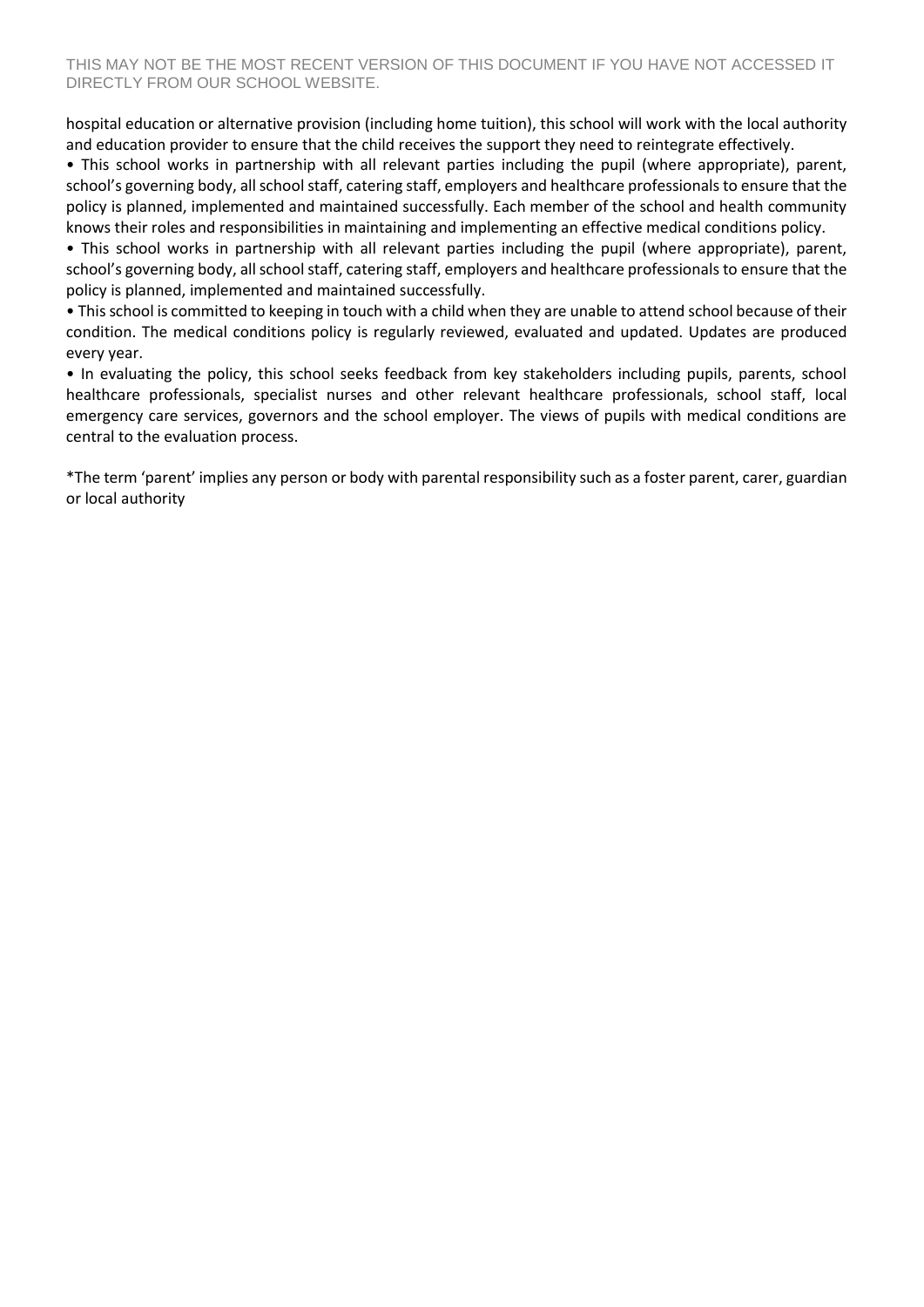hospital education or alternative provision (including home tuition), this school will work with the local authority and education provider to ensure that the child receives the support they need to reintegrate effectively.

- This school works in partnership with all relevant parties including the pupil (where appropriate), parent, school's governing body, all school staff, catering staff, employers and healthcare professionals to ensure that the policy is planned, implemented and maintained successfully. Each member of the school and health community knows their roles and responsibilities in maintaining and implementing an effective medical conditions policy.
- This school works in partnership with all relevant parties including the pupil (where appropriate), parent, school's governing body, all school staff, catering staff, employers and healthcare professionals to ensure that the policy is planned, implemented and maintained successfully.
- This school is committed to keeping in touch with a child when they are unable to attend school because of their condition. The medical conditions policy is regularly reviewed, evaluated and updated. Updates are produced every year.
- In evaluating the policy, this school seeks feedback from key stakeholders including pupils, parents, school healthcare professionals, specialist nurses and other relevant healthcare professionals, school staff, local emergency care services, governors and the school employer. The views of pupils with medical conditions are central to the evaluation process.

*The term 'parent' implies any person or body with parental responsibility such as a foster parent, carer, guardian or local authority